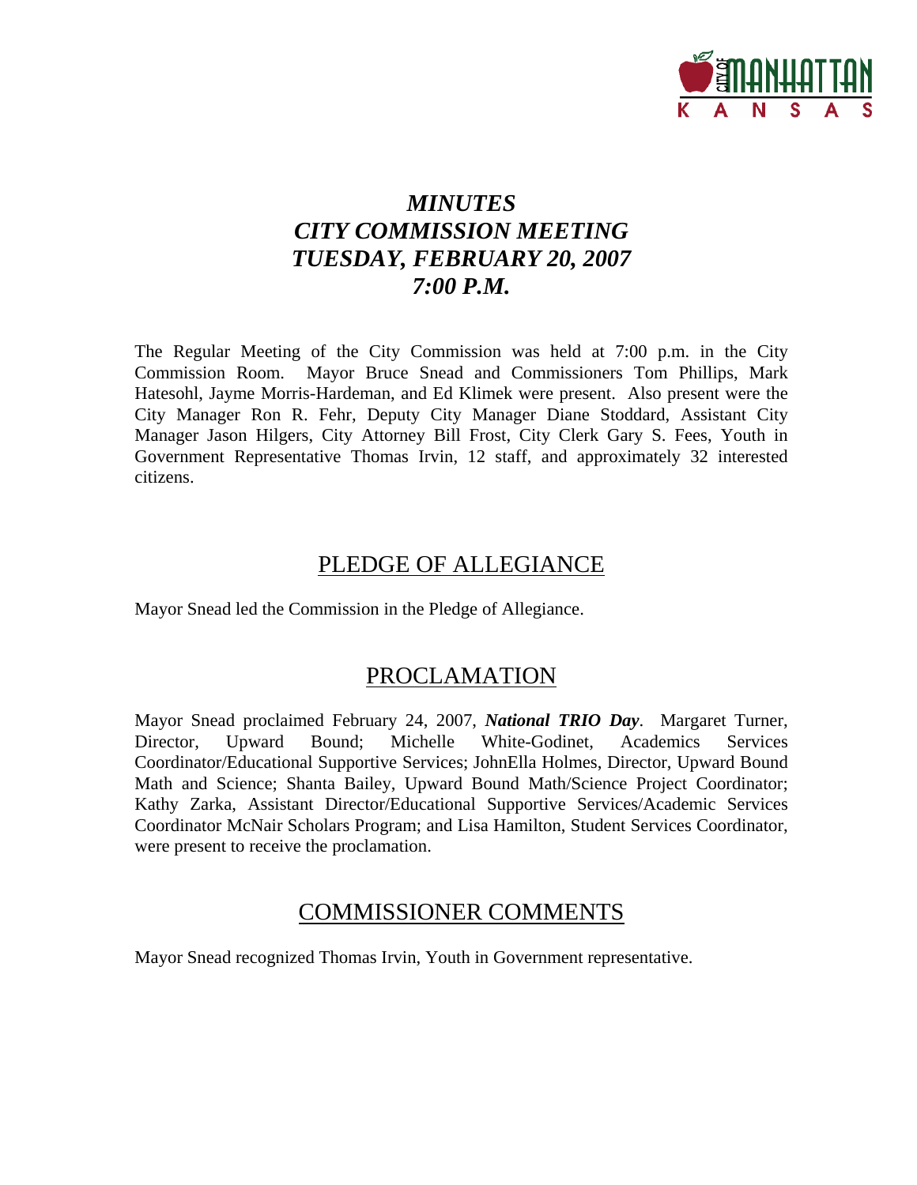# *MINUTES*
# *CITY COMMISSION MEETING*
# *TUESDAY, FEBRUARY 20, 2007*
# *7:00 P.M.*

The Regular Meeting of the City Commission was held at 7:00 p.m. in the City Commission Room. Mayor Bruce Snead and Commissioners Tom Phillips, Mark Hatesohl, Jayme Morris-Hardeman, and Ed Klimek were present. Also present were the City Manager Ron R. Fehr, Deputy City Manager Diane Stoddard, Assistant City Manager Jason Hilgers, City Attorney Bill Frost, City Clerk Gary S. Fees, Youth in Government Representative Thomas Irvin, 12 staff, and approximately 32 interested citizens.

## PLEDGE OF ALLEGIANCE

Mayor Snead led the Commission in the Pledge of Allegiance.

## PROCLAMATION

Mayor Snead proclaimed February 24, 2007, ***National TRIO Day***. Margaret Turner, Director, Upward Bound; Michelle White-Godinet, Academics Services Coordinator/Educational Supportive Services; JohnElla Holmes, Director, Upward Bound Math and Science; Shanta Bailey, Upward Bound Math/Science Project Coordinator; Kathy Zarka, Assistant Director/Educational Supportive Services/Academic Services Coordinator McNair Scholars Program; and Lisa Hamilton, Student Services Coordinator, were present to receive the proclamation.

## COMMISSIONER COMMENTS

Mayor Snead recognized Thomas Irvin, Youth in Government representative.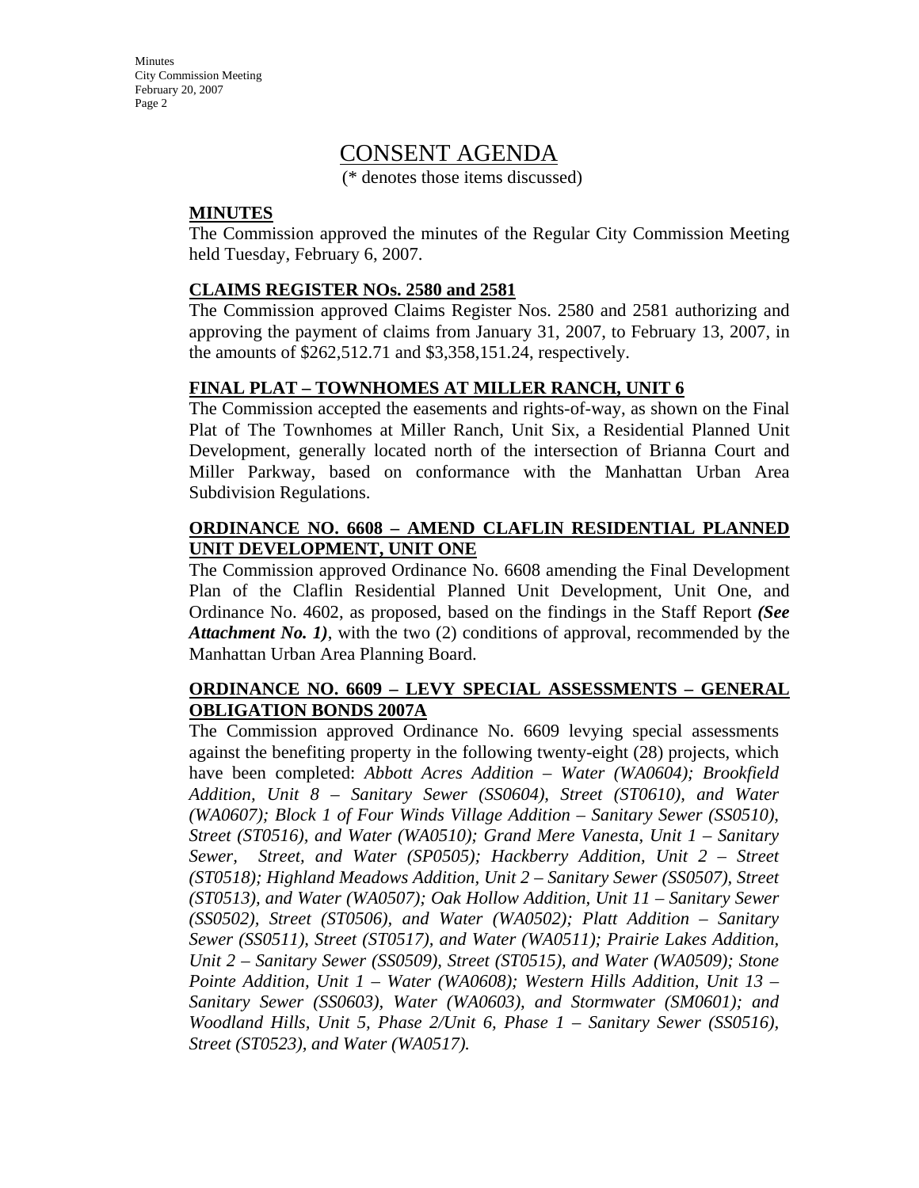# CONSENT AGENDA

(* denotes those items discussed)

**MINUTES**

The Commission approved the minutes of the Regular City Commission Meeting held Tuesday, February 6, 2007.

**CLAIMS REGISTER NOs. 2580 and 2581**

The Commission approved Claims Register Nos. 2580 and 2581 authorizing and approving the payment of claims from January 31, 2007, to February 13, 2007, in the amounts of $262,512.71 and $3,358,151.24, respectively.

**FINAL PLAT – TOWNHOMES AT MILLER RANCH, UNIT 6**

The Commission accepted the easements and rights-of-way, as shown on the Final Plat of The Townhomes at Miller Ranch, Unit Six, a Residential Planned Unit Development, generally located north of the intersection of Brianna Court and Miller Parkway, based on conformance with the Manhattan Urban Area Subdivision Regulations.

**ORDINANCE NO. 6608 – AMEND CLAFLIN RESIDENTIAL PLANNED UNIT DEVELOPMENT, UNIT ONE**

The Commission approved Ordinance No. 6608 amending the Final Development Plan of the Claflin Residential Planned Unit Development, Unit One, and Ordinance No. 4602, as proposed, based on the findings in the Staff Report ***(See Attachment No. 1)***, with the two (2) conditions of approval, recommended by the Manhattan Urban Area Planning Board.

**ORDINANCE NO. 6609 – LEVY SPECIAL ASSESSMENTS – GENERAL OBLIGATION BONDS 2007A**

The Commission approved Ordinance No. 6609 levying special assessments against the benefiting property in the following twenty-eight (28) projects, which have been completed: *Abbott Acres Addition – Water (WA0604); Brookfield Addition, Unit 8 – Sanitary Sewer (SS0604), Street (ST0610), and Water (WA0607); Block 1 of Four Winds Village Addition – Sanitary Sewer (SS0510), Street (ST0516), and Water (WA0510); Grand Mere Vanesta, Unit 1 – Sanitary Sewer, Street, and Water (SP0505); Hackberry Addition, Unit 2 – Street (ST0518); Highland Meadows Addition, Unit 2 – Sanitary Sewer (SS0507), Street (ST0513), and Water (WA0507); Oak Hollow Addition, Unit 11 – Sanitary Sewer (SS0502), Street (ST0506), and Water (WA0502); Platt Addition – Sanitary Sewer (SS0511), Street (ST0517), and Water (WA0511); Prairie Lakes Addition, Unit 2 – Sanitary Sewer (SS0509), Street (ST0515), and Water (WA0509); Stone Pointe Addition, Unit 1 – Water (WA0608); Western Hills Addition, Unit 13 – Sanitary Sewer (SS0603), Water (WA0603), and Stormwater (SM0601); and Woodland Hills, Unit 5, Phase 2/Unit 6, Phase 1 – Sanitary Sewer (SS0516), Street (ST0523), and Water (WA0517).*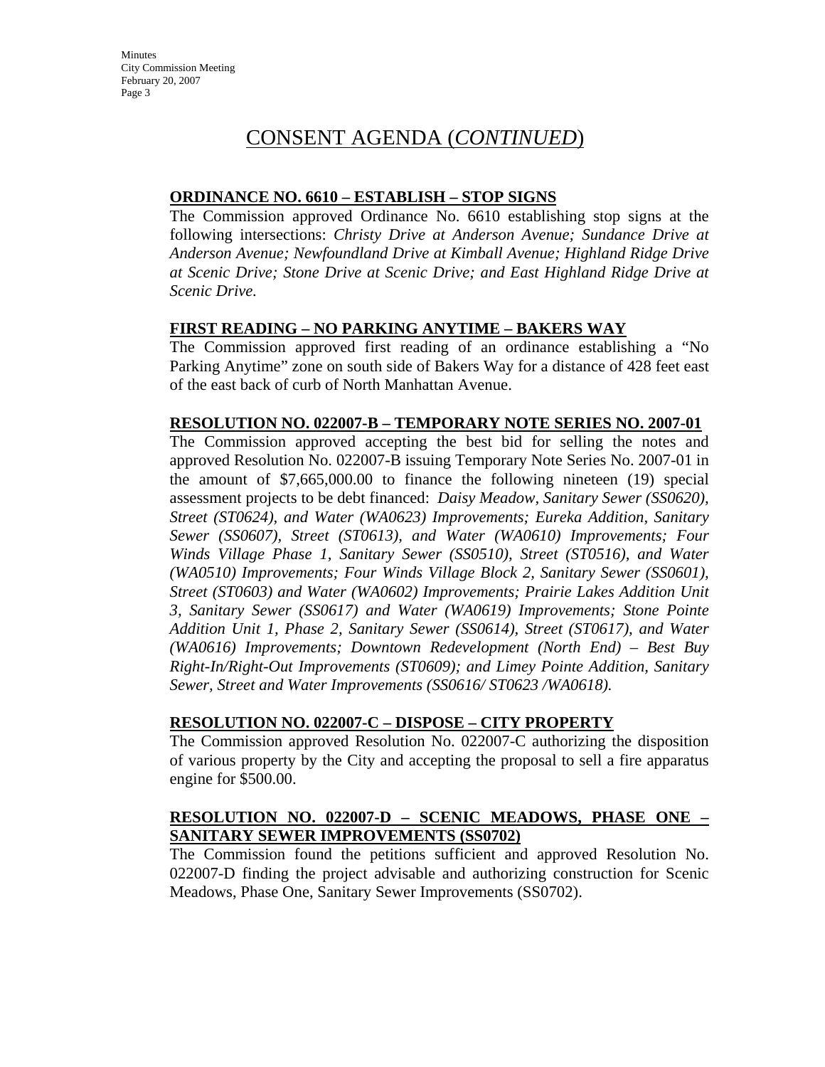# CONSENT AGENDA (*CONTINUED*)

**ORDINANCE NO. 6610 – ESTABLISH – STOP SIGNS**

The Commission approved Ordinance No. 6610 establishing stop signs at the following intersections: *Christy Drive at Anderson Avenue; Sundance Drive at Anderson Avenue; Newfoundland Drive at Kimball Avenue; Highland Ridge Drive at Scenic Drive; Stone Drive at Scenic Drive; and East Highland Ridge Drive at Scenic Drive.*

**FIRST READING – NO PARKING ANYTIME – BAKERS WAY**

The Commission approved first reading of an ordinance establishing a "No Parking Anytime" zone on south side of Bakers Way for a distance of 428 feet east of the east back of curb of North Manhattan Avenue.

**RESOLUTION NO. 022007-B – TEMPORARY NOTE SERIES NO. 2007-01**

The Commission approved accepting the best bid for selling the notes and approved Resolution No. 022007-B issuing Temporary Note Series No. 2007-01 in the amount of $7,665,000.00 to finance the following nineteen (19) special assessment projects to be debt financed: *Daisy Meadow, Sanitary Sewer (SS0620), Street (ST0624), and Water (WA0623) Improvements; Eureka Addition, Sanitary Sewer (SS0607), Street (ST0613), and Water (WA0610) Improvements; Four Winds Village Phase 1, Sanitary Sewer (SS0510), Street (ST0516), and Water (WA0510) Improvements; Four Winds Village Block 2, Sanitary Sewer (SS0601), Street (ST0603) and Water (WA0602) Improvements; Prairie Lakes Addition Unit 3, Sanitary Sewer (SS0617) and Water (WA0619) Improvements; Stone Pointe Addition Unit 1, Phase 2, Sanitary Sewer (SS0614), Street (ST0617), and Water (WA0616) Improvements; Downtown Redevelopment (North End) – Best Buy Right-In/Right-Out Improvements (ST0609); and Limey Pointe Addition, Sanitary Sewer, Street and Water Improvements (SS0616/ ST0623 /WA0618).*

**RESOLUTION NO. 022007-C – DISPOSE – CITY PROPERTY**

The Commission approved Resolution No. 022007-C authorizing the disposition of various property by the City and accepting the proposal to sell a fire apparatus engine for $500.00.

**RESOLUTION NO. 022007-D – SCENIC MEADOWS, PHASE ONE – SANITARY SEWER IMPROVEMENTS (SS0702)**

The Commission found the petitions sufficient and approved Resolution No. 022007-D finding the project advisable and authorizing construction for Scenic Meadows, Phase One, Sanitary Sewer Improvements (SS0702).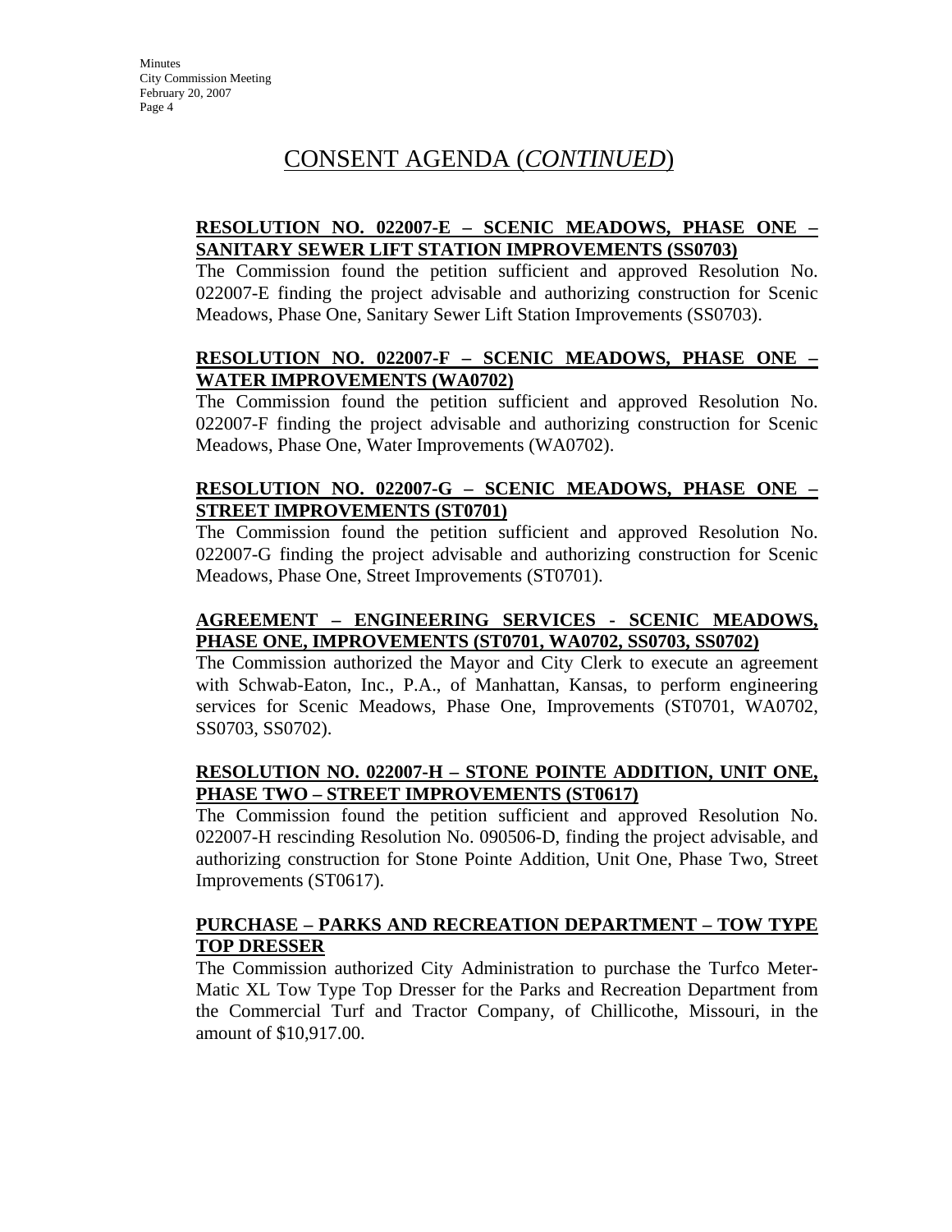## CONSENT AGENDA (*CONTINUED*)

**RESOLUTION NO. 022007-E – SCENIC MEADOWS, PHASE ONE – SANITARY SEWER LIFT STATION IMPROVEMENTS (SS0703)**

The Commission found the petition sufficient and approved Resolution No. 022007-E finding the project advisable and authorizing construction for Scenic Meadows, Phase One, Sanitary Sewer Lift Station Improvements (SS0703).

**RESOLUTION NO. 022007-F – SCENIC MEADOWS, PHASE ONE – WATER IMPROVEMENTS (WA0702)**

The Commission found the petition sufficient and approved Resolution No. 022007-F finding the project advisable and authorizing construction for Scenic Meadows, Phase One, Water Improvements (WA0702).

**RESOLUTION NO. 022007-G – SCENIC MEADOWS, PHASE ONE – STREET IMPROVEMENTS (ST0701)**

The Commission found the petition sufficient and approved Resolution No. 022007-G finding the project advisable and authorizing construction for Scenic Meadows, Phase One, Street Improvements (ST0701).

**AGREEMENT – ENGINEERING SERVICES - SCENIC MEADOWS, PHASE ONE, IMPROVEMENTS (ST0701, WA0702, SS0703, SS0702)**

The Commission authorized the Mayor and City Clerk to execute an agreement with Schwab-Eaton, Inc., P.A., of Manhattan, Kansas, to perform engineering services for Scenic Meadows, Phase One, Improvements (ST0701, WA0702, SS0703, SS0702).

**RESOLUTION NO. 022007-H – STONE POINTE ADDITION, UNIT ONE, PHASE TWO – STREET IMPROVEMENTS (ST0617)**

The Commission found the petition sufficient and approved Resolution No. 022007-H rescinding Resolution No. 090506-D, finding the project advisable, and authorizing construction for Stone Pointe Addition, Unit One, Phase Two, Street Improvements (ST0617).

**PURCHASE – PARKS AND RECREATION DEPARTMENT – TOW TYPE TOP DRESSER**

The Commission authorized City Administration to purchase the Turfco Meter-Matic XL Tow Type Top Dresser for the Parks and Recreation Department from the Commercial Turf and Tractor Company, of Chillicothe, Missouri, in the amount of $10,917.00.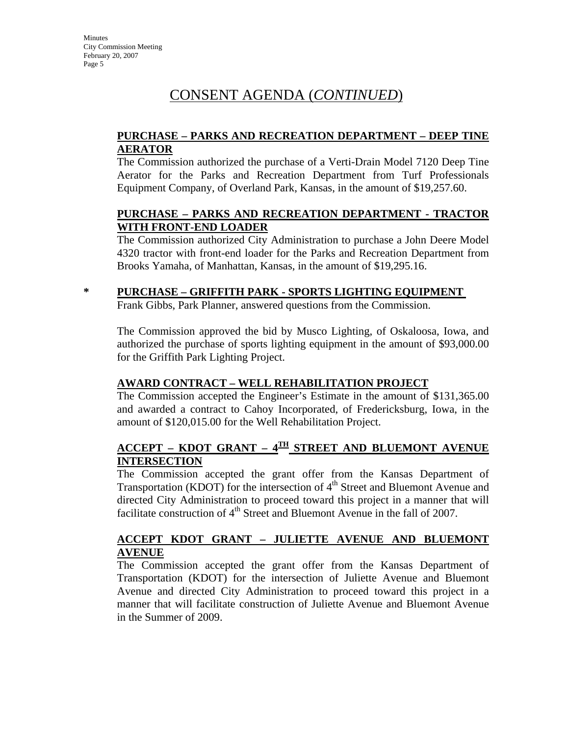# CONSENT AGENDA (*CONTINUED*)

**PURCHASE – PARKS AND RECREATION DEPARTMENT – DEEP TINE AERATOR**

The Commission authorized the purchase of a Verti-Drain Model 7120 Deep Tine Aerator for the Parks and Recreation Department from Turf Professionals Equipment Company, of Overland Park, Kansas, in the amount of $19,257.60.

**PURCHASE – PARKS AND RECREATION DEPARTMENT - TRACTOR WITH FRONT-END LOADER**

The Commission authorized City Administration to purchase a John Deere Model 4320 tractor with front-end loader for the Parks and Recreation Department from Brooks Yamaha, of Manhattan, Kansas, in the amount of $19,295.16.

**\* PURCHASE – GRIFFITH PARK - SPORTS LIGHTING EQUIPMENT**

Frank Gibbs, Park Planner, answered questions from the Commission.

The Commission approved the bid by Musco Lighting, of Oskaloosa, Iowa, and authorized the purchase of sports lighting equipment in the amount of $93,000.00 for the Griffith Park Lighting Project.

**AWARD CONTRACT – WELL REHABILITATION PROJECT**

The Commission accepted the Engineer's Estimate in the amount of $131,365.00 and awarded a contract to Cahoy Incorporated, of Fredericksburg, Iowa, in the amount of $120,015.00 for the Well Rehabilitation Project.

**ACCEPT – KDOT GRANT – 4TH STREET AND BLUEMONT AVENUE INTERSECTION**

The Commission accepted the grant offer from the Kansas Department of Transportation (KDOT) for the intersection of 4th Street and Bluemont Avenue and directed City Administration to proceed toward this project in a manner that will facilitate construction of 4th Street and Bluemont Avenue in the fall of 2007.

**ACCEPT KDOT GRANT – JULIETTE AVENUE AND BLUEMONT AVENUE**

The Commission accepted the grant offer from the Kansas Department of Transportation (KDOT) for the intersection of Juliette Avenue and Bluemont Avenue and directed City Administration to proceed toward this project in a manner that will facilitate construction of Juliette Avenue and Bluemont Avenue in the Summer of 2009.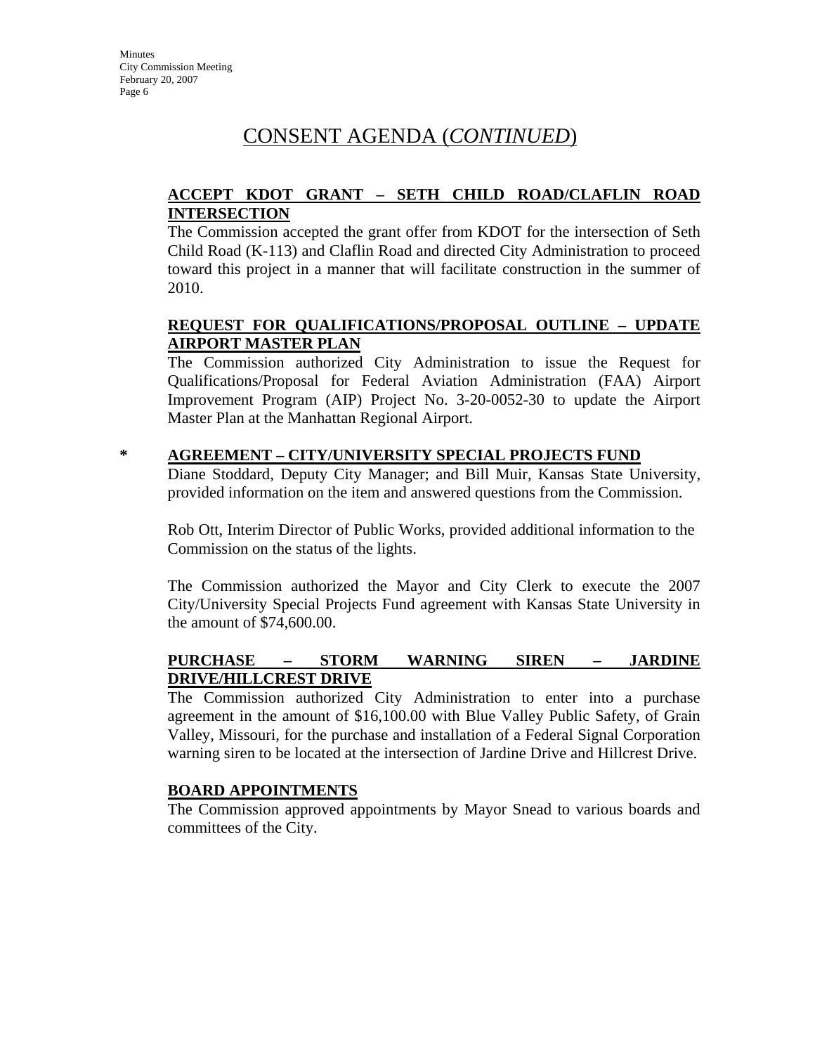# CONSENT AGENDA (*CONTINUED*)

**ACCEPT KDOT GRANT – SETH CHILD ROAD/CLAFLIN ROAD INTERSECTION**

The Commission accepted the grant offer from KDOT for the intersection of Seth Child Road (K-113) and Claflin Road and directed City Administration to proceed toward this project in a manner that will facilitate construction in the summer of 2010.

**REQUEST FOR QUALIFICATIONS/PROPOSAL OUTLINE – UPDATE AIRPORT MASTER PLAN**

The Commission authorized City Administration to issue the Request for Qualifications/Proposal for Federal Aviation Administration (FAA) Airport Improvement Program (AIP) Project No. 3-20-0052-30 to update the Airport Master Plan at the Manhattan Regional Airport.

**\* AGREEMENT – CITY/UNIVERSITY SPECIAL PROJECTS FUND**

Diane Stoddard, Deputy City Manager; and Bill Muir, Kansas State University, provided information on the item and answered questions from the Commission.

Rob Ott, Interim Director of Public Works, provided additional information to the Commission on the status of the lights.

The Commission authorized the Mayor and City Clerk to execute the 2007 City/University Special Projects Fund agreement with Kansas State University in the amount of $74,600.00.

**PURCHASE – STORM WARNING SIREN – JARDINE DRIVE/HILLCREST DRIVE**

The Commission authorized City Administration to enter into a purchase agreement in the amount of $16,100.00 with Blue Valley Public Safety, of Grain Valley, Missouri, for the purchase and installation of a Federal Signal Corporation warning siren to be located at the intersection of Jardine Drive and Hillcrest Drive.

**BOARD APPOINTMENTS**

The Commission approved appointments by Mayor Snead to various boards and committees of the City.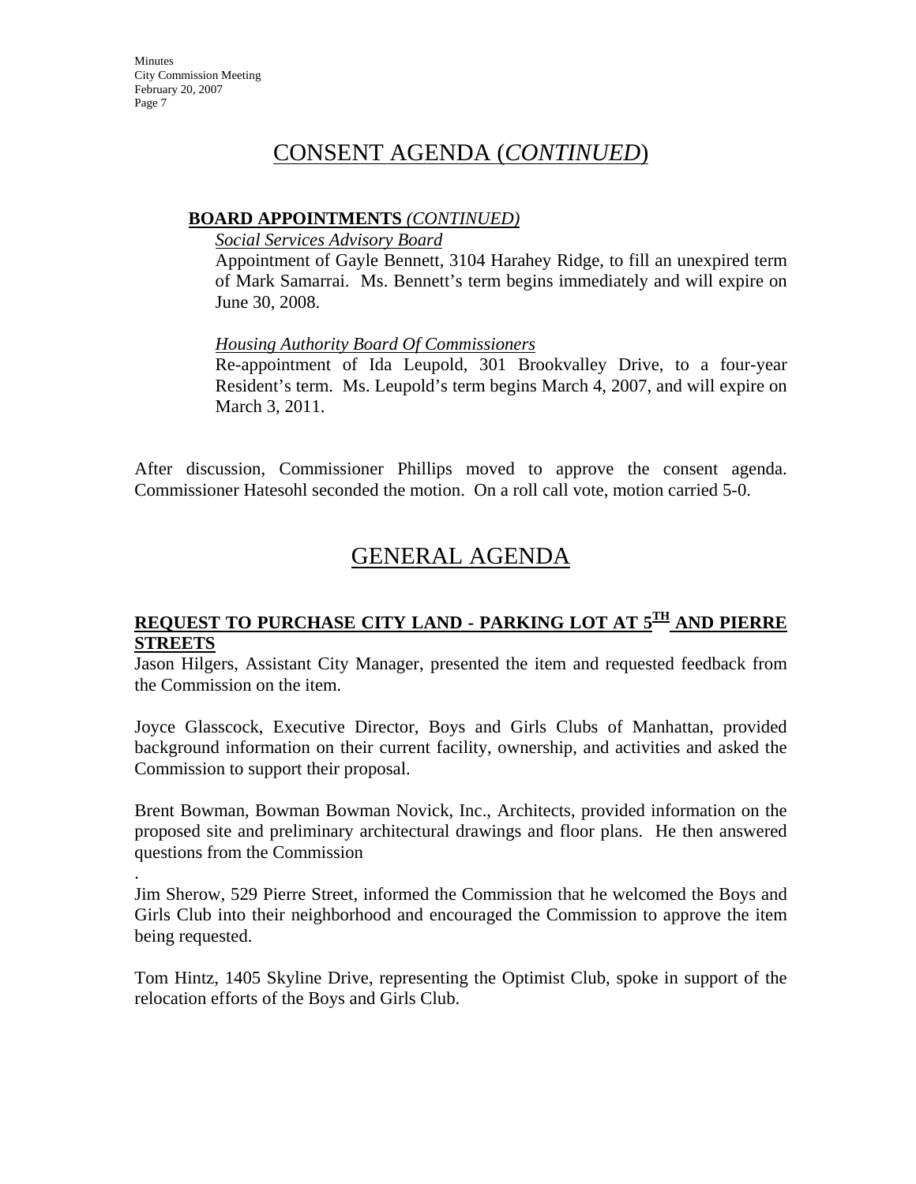# CONSENT AGENDA (*CONTINUED*)

**BOARD APPOINTMENTS** ***(CONTINUED)***

*Social Services Advisory Board*

Appointment of Gayle Bennett, 3104 Harahey Ridge, to fill an unexpired term of Mark Samarrai. Ms. Bennett's term begins immediately and will expire on June 30, 2008.

*Housing Authority Board Of Commissioners*

Re-appointment of Ida Leupold, 301 Brookvalley Drive, to a four-year Resident's term. Ms. Leupold's term begins March 4, 2007, and will expire on March 3, 2011.

After discussion, Commissioner Phillips moved to approve the consent agenda. Commissioner Hatesohl seconded the motion. On a roll call vote, motion carried 5-0.

# GENERAL AGENDA

## REQUEST TO PURCHASE CITY LAND - PARKING LOT AT 5TH AND PIERRE STREETS

Jason Hilgers, Assistant City Manager, presented the item and requested feedback from the Commission on the item.

Joyce Glasscock, Executive Director, Boys and Girls Clubs of Manhattan, provided background information on their current facility, ownership, and activities and asked the Commission to support their proposal.

Brent Bowman, Bowman Bowman Novick, Inc., Architects, provided information on the proposed site and preliminary architectural drawings and floor plans. He then answered questions from the Commission

.

Jim Sherow, 529 Pierre Street, informed the Commission that he welcomed the Boys and Girls Club into their neighborhood and encouraged the Commission to approve the item being requested.

Tom Hintz, 1405 Skyline Drive, representing the Optimist Club, spoke in support of the relocation efforts of the Boys and Girls Club.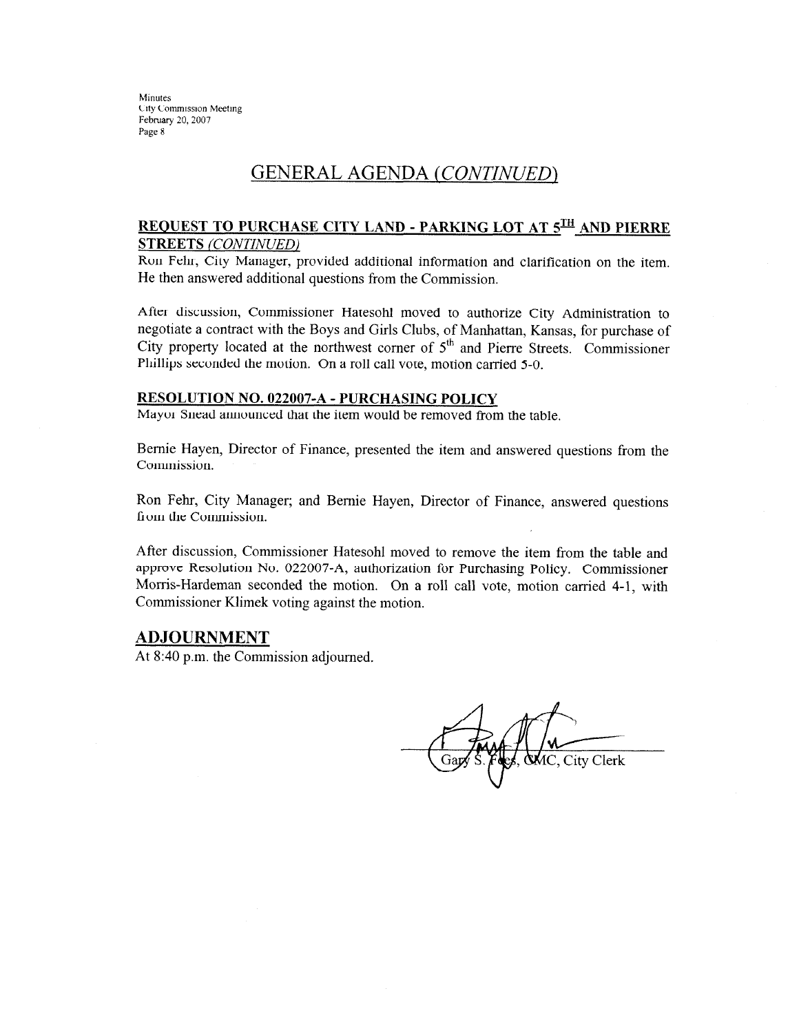## GENERAL AGENDA *(CONTINUED)*

### REQUEST TO PURCHASE CITY LAND - PARKING LOT AT 5TH AND PIERRE STREETS *(CONTINUED)*

Ron Fehr, City Manager, provided additional information and clarification on the item. He then answered additional questions from the Commission.

After discussion, Commissioner Hatesohl moved to authorize City Administration to negotiate a contract with the Boys and Girls Clubs, of Manhattan, Kansas, for purchase of City property located at the northwest corner of 5th and Pierre Streets. Commissioner Phillips seconded the motion. On a roll call vote, motion carried 5-0.

### RESOLUTION NO. 022007-A - PURCHASING POLICY

Mayor Snead announced that the item would be removed from the table.

Bernie Hayen, Director of Finance, presented the item and answered questions from the Commission.

Ron Fehr, City Manager; and Bernie Hayen, Director of Finance, answered questions from the Commission.

After discussion, Commissioner Hatesohl moved to remove the item from the table and approve Resolution No. 022007-A, authorization for Purchasing Policy. Commissioner Morris-Hardeman seconded the motion. On a roll call vote, motion carried 4-1, with Commissioner Klimek voting against the motion.

## ADJOURNMENT

At 8:40 p.m. the Commission adjourned.

Gary S. Fees, CMC, City Clerk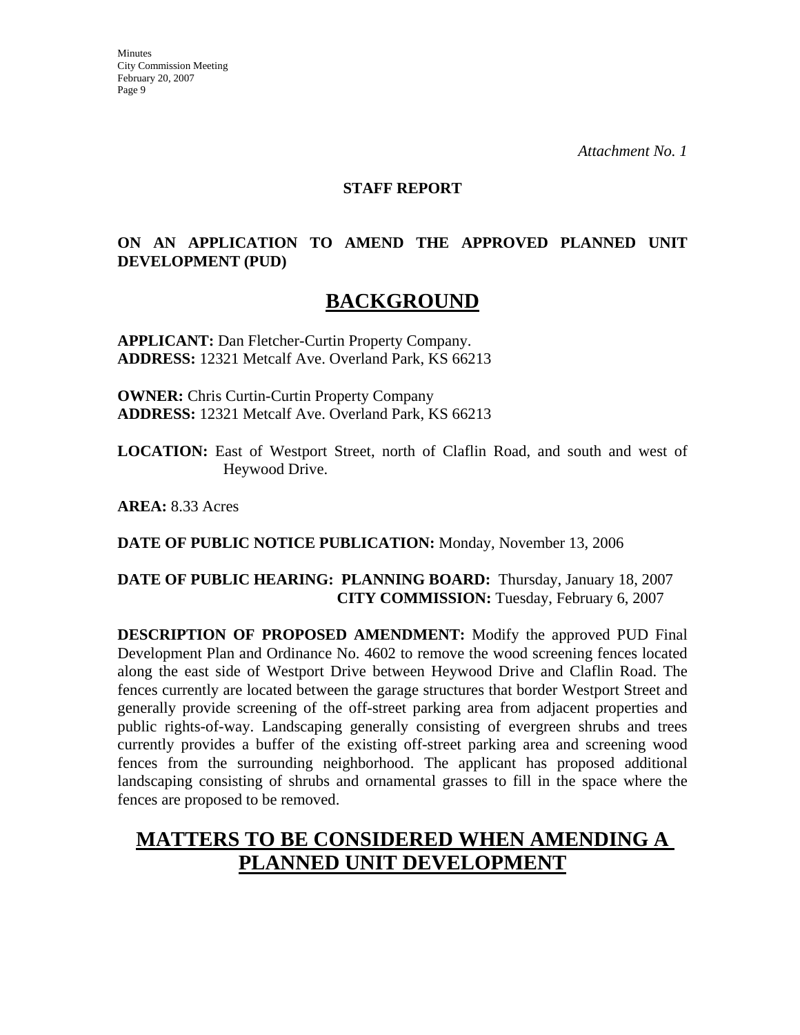*Attachment No. 1*

**STAFF REPORT**

**ON AN APPLICATION TO AMEND THE APPROVED PLANNED UNIT DEVELOPMENT (PUD)**

# BACKGROUND

**APPLICANT:** Dan Fletcher-Curtin Property Company.
**ADDRESS:** 12321 Metcalf Ave. Overland Park, KS 66213

**OWNER:** Chris Curtin-Curtin Property Company
**ADDRESS:** 12321 Metcalf Ave. Overland Park, KS 66213

**LOCATION:** East of Westport Street, north of Claflin Road, and south and west of Heywood Drive.

**AREA:** 8.33 Acres

**DATE OF PUBLIC NOTICE PUBLICATION:** Monday, November 13, 2006

**DATE OF PUBLIC HEARING: PLANNING BOARD:** Thursday, January 18, 2007
**CITY COMMISSION:** Tuesday, February 6, 2007

**DESCRIPTION OF PROPOSED AMENDMENT:** Modify the approved PUD Final Development Plan and Ordinance No. 4602 to remove the wood screening fences located along the east side of Westport Drive between Heywood Drive and Claflin Road. The fences currently are located between the garage structures that border Westport Street and generally provide screening of the off-street parking area from adjacent properties and public rights-of-way. Landscaping generally consisting of evergreen shrubs and trees currently provides a buffer of the existing off-street parking area and screening wood fences from the surrounding neighborhood. The applicant has proposed additional landscaping consisting of shrubs and ornamental grasses to fill in the space where the fences are proposed to be removed.

# MATTERS TO BE CONSIDERED WHEN AMENDING A PLANNED UNIT DEVELOPMENT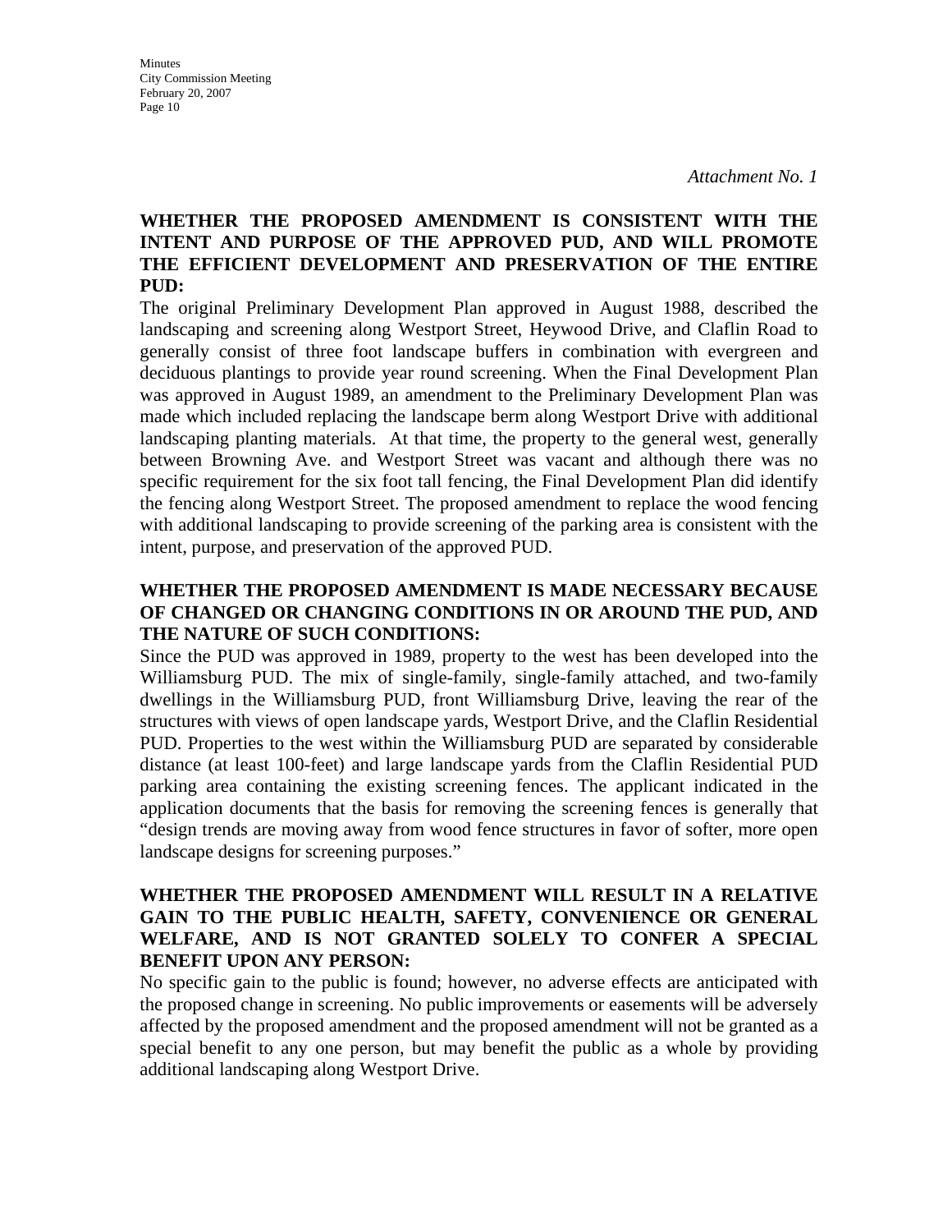*Attachment No. 1*

**WHETHER THE PROPOSED AMENDMENT IS CONSISTENT WITH THE INTENT AND PURPOSE OF THE APPROVED PUD, AND WILL PROMOTE THE EFFICIENT DEVELOPMENT AND PRESERVATION OF THE ENTIRE PUD:**

The original Preliminary Development Plan approved in August 1988, described the landscaping and screening along Westport Street, Heywood Drive, and Claflin Road to generally consist of three foot landscape buffers in combination with evergreen and deciduous plantings to provide year round screening. When the Final Development Plan was approved in August 1989, an amendment to the Preliminary Development Plan was made which included replacing the landscape berm along Westport Drive with additional landscaping planting materials. At that time, the property to the general west, generally between Browning Ave. and Westport Street was vacant and although there was no specific requirement for the six foot tall fencing, the Final Development Plan did identify the fencing along Westport Street. The proposed amendment to replace the wood fencing with additional landscaping to provide screening of the parking area is consistent with the intent, purpose, and preservation of the approved PUD.

**WHETHER THE PROPOSED AMENDMENT IS MADE NECESSARY BECAUSE OF CHANGED OR CHANGING CONDITIONS IN OR AROUND THE PUD, AND THE NATURE OF SUCH CONDITIONS:**

Since the PUD was approved in 1989, property to the west has been developed into the Williamsburg PUD. The mix of single-family, single-family attached, and two-family dwellings in the Williamsburg PUD, front Williamsburg Drive, leaving the rear of the structures with views of open landscape yards, Westport Drive, and the Claflin Residential PUD. Properties to the west within the Williamsburg PUD are separated by considerable distance (at least 100-feet) and large landscape yards from the Claflin Residential PUD parking area containing the existing screening fences. The applicant indicated in the application documents that the basis for removing the screening fences is generally that "design trends are moving away from wood fence structures in favor of softer, more open landscape designs for screening purposes."

**WHETHER THE PROPOSED AMENDMENT WILL RESULT IN A RELATIVE GAIN TO THE PUBLIC HEALTH, SAFETY, CONVENIENCE OR GENERAL WELFARE, AND IS NOT GRANTED SOLELY TO CONFER A SPECIAL BENEFIT UPON ANY PERSON:**

No specific gain to the public is found; however, no adverse effects are anticipated with the proposed change in screening. No public improvements or easements will be adversely affected by the proposed amendment and the proposed amendment will not be granted as a special benefit to any one person, but may benefit the public as a whole by providing additional landscaping along Westport Drive.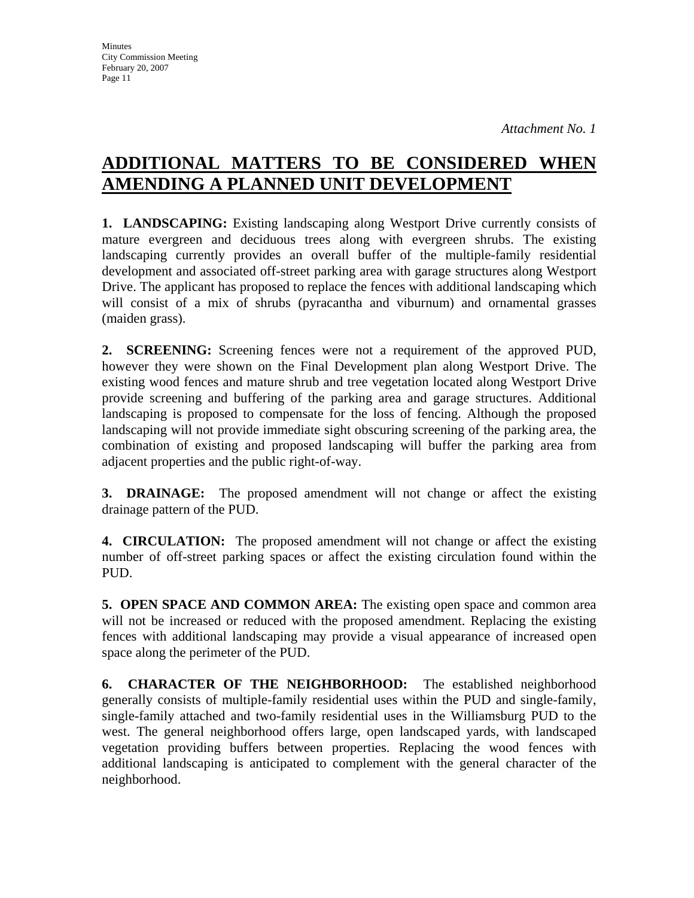*Attachment No. 1*

# ADDITIONAL MATTERS TO BE CONSIDERED WHEN AMENDING A PLANNED UNIT DEVELOPMENT

**1. LANDSCAPING:** Existing landscaping along Westport Drive currently consists of mature evergreen and deciduous trees along with evergreen shrubs. The existing landscaping currently provides an overall buffer of the multiple-family residential development and associated off-street parking area with garage structures along Westport Drive. The applicant has proposed to replace the fences with additional landscaping which will consist of a mix of shrubs (pyracantha and viburnum) and ornamental grasses (maiden grass).

**2. SCREENING:** Screening fences were not a requirement of the approved PUD, however they were shown on the Final Development plan along Westport Drive. The existing wood fences and mature shrub and tree vegetation located along Westport Drive provide screening and buffering of the parking area and garage structures. Additional landscaping is proposed to compensate for the loss of fencing. Although the proposed landscaping will not provide immediate sight obscuring screening of the parking area, the combination of existing and proposed landscaping will buffer the parking area from adjacent properties and the public right-of-way.

**3. DRAINAGE:** The proposed amendment will not change or affect the existing drainage pattern of the PUD.

**4. CIRCULATION:** The proposed amendment will not change or affect the existing number of off-street parking spaces or affect the existing circulation found within the PUD.

**5. OPEN SPACE AND COMMON AREA:** The existing open space and common area will not be increased or reduced with the proposed amendment. Replacing the existing fences with additional landscaping may provide a visual appearance of increased open space along the perimeter of the PUD.

**6. CHARACTER OF THE NEIGHBORHOOD:** The established neighborhood generally consists of multiple-family residential uses within the PUD and single-family, single-family attached and two-family residential uses in the Williamsburg PUD to the west. The general neighborhood offers large, open landscaped yards, with landscaped vegetation providing buffers between properties. Replacing the wood fences with additional landscaping is anticipated to complement with the general character of the neighborhood.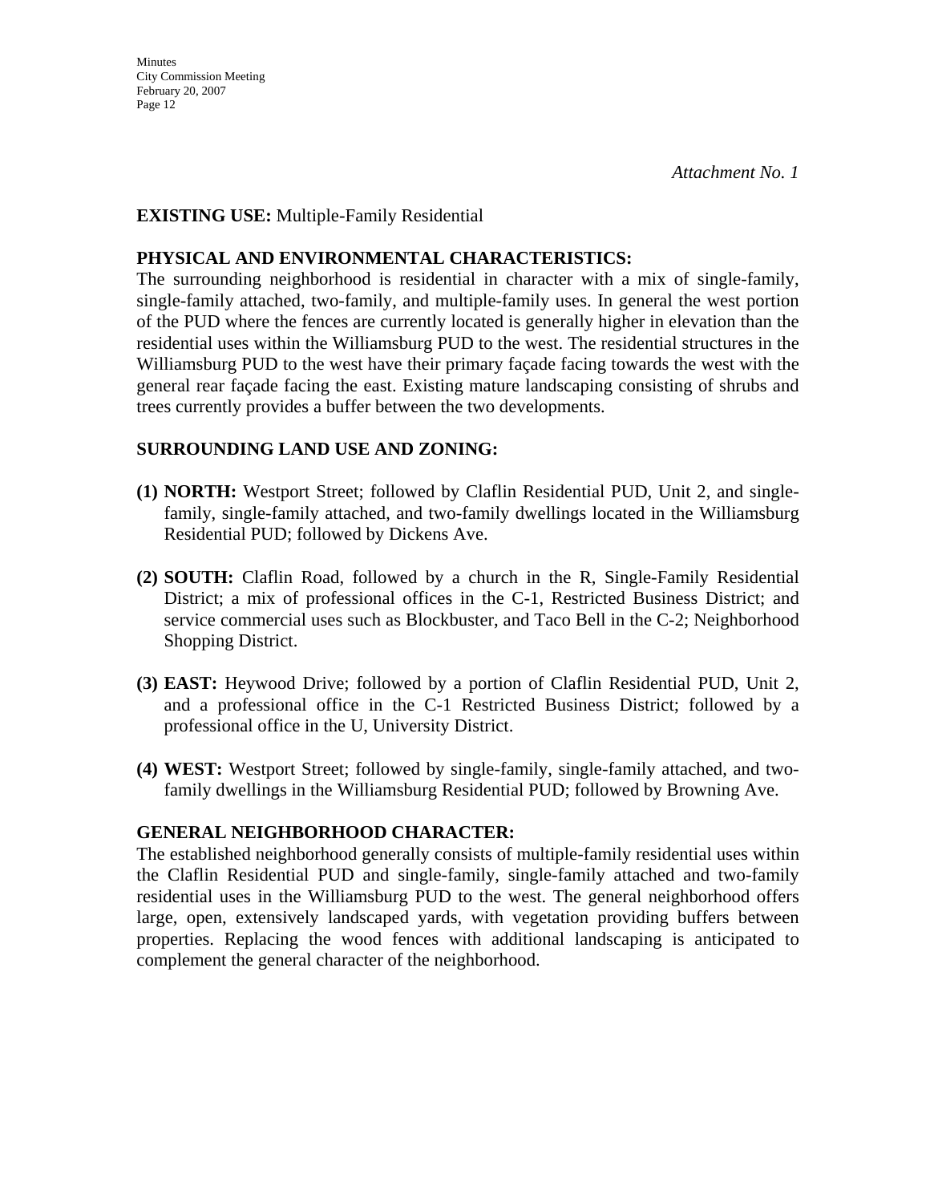*Attachment No. 1*

**EXISTING USE:** Multiple-Family Residential

**PHYSICAL AND ENVIRONMENTAL CHARACTERISTICS:**
The surrounding neighborhood is residential in character with a mix of single-family, single-family attached, two-family, and multiple-family uses. In general the west portion of the PUD where the fences are currently located is generally higher in elevation than the residential uses within the Williamsburg PUD to the west. The residential structures in the Williamsburg PUD to the west have their primary façade facing towards the west with the general rear façade facing the east. Existing mature landscaping consisting of shrubs and trees currently provides a buffer between the two developments.

**SURROUNDING LAND USE AND ZONING:**

**(1) NORTH:** Westport Street; followed by Claflin Residential PUD, Unit 2, and single-family, single-family attached, and two-family dwellings located in the Williamsburg Residential PUD; followed by Dickens Ave.

**(2) SOUTH:** Claflin Road, followed by a church in the R, Single-Family Residential District; a mix of professional offices in the C-1, Restricted Business District; and service commercial uses such as Blockbuster, and Taco Bell in the C-2; Neighborhood Shopping District.

**(3) EAST:** Heywood Drive; followed by a portion of Claflin Residential PUD, Unit 2, and a professional office in the C-1 Restricted Business District; followed by a professional office in the U, University District.

**(4) WEST:** Westport Street; followed by single-family, single-family attached, and two-family dwellings in the Williamsburg Residential PUD; followed by Browning Ave.

**GENERAL NEIGHBORHOOD CHARACTER:**
The established neighborhood generally consists of multiple-family residential uses within the Claflin Residential PUD and single-family, single-family attached and two-family residential uses in the Williamsburg PUD to the west. The general neighborhood offers large, open, extensively landscaped yards, with vegetation providing buffers between properties. Replacing the wood fences with additional landscaping is anticipated to complement the general character of the neighborhood.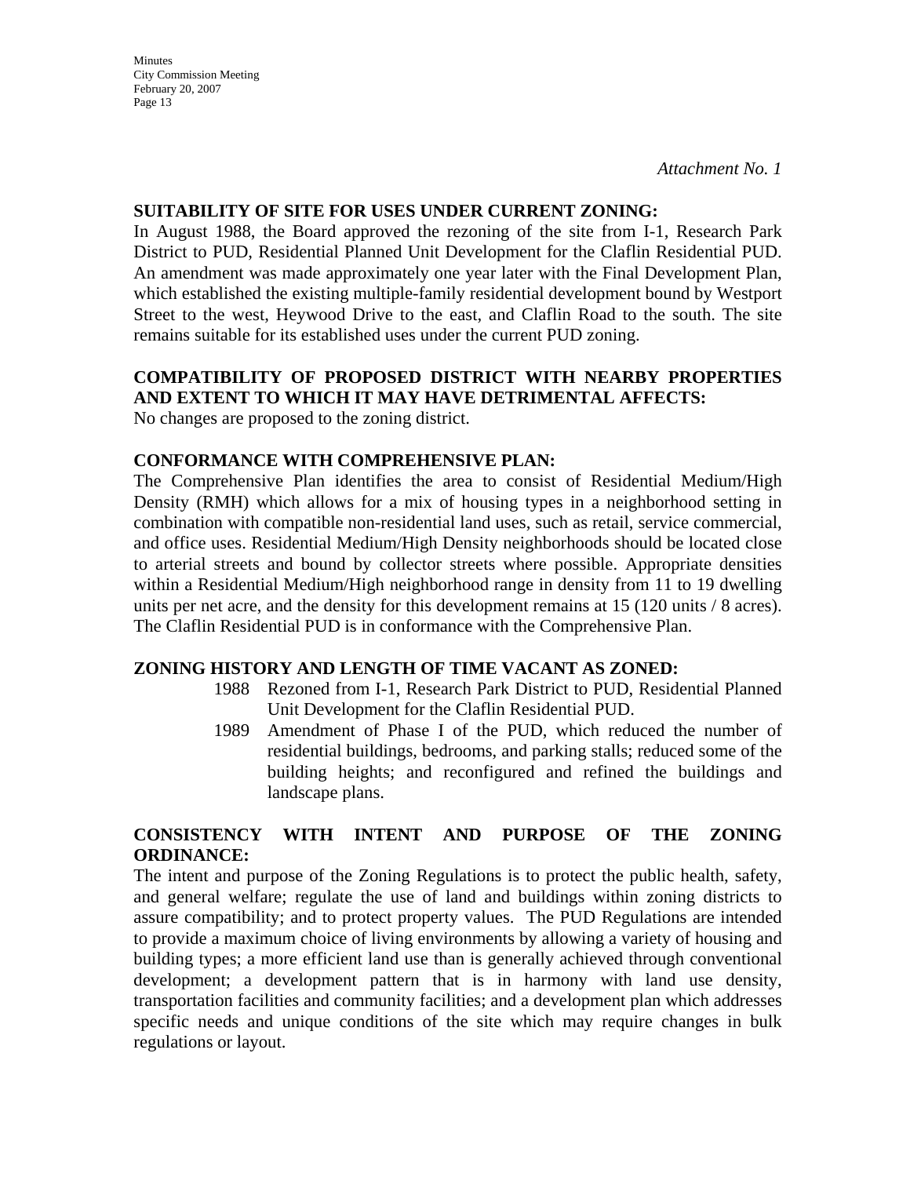*Attachment No. 1*

**SUITABILITY OF SITE FOR USES UNDER CURRENT ZONING:**

In August 1988, the Board approved the rezoning of the site from I-1, Research Park District to PUD, Residential Planned Unit Development for the Claflin Residential PUD. An amendment was made approximately one year later with the Final Development Plan, which established the existing multiple-family residential development bound by Westport Street to the west, Heywood Drive to the east, and Claflin Road to the south. The site remains suitable for its established uses under the current PUD zoning.

**COMPATIBILITY OF PROPOSED DISTRICT WITH NEARBY PROPERTIES AND EXTENT TO WHICH IT MAY HAVE DETRIMENTAL AFFECTS:**

No changes are proposed to the zoning district.

**CONFORMANCE WITH COMPREHENSIVE PLAN:**

The Comprehensive Plan identifies the area to consist of Residential Medium/High Density (RMH) which allows for a mix of housing types in a neighborhood setting in combination with compatible non-residential land uses, such as retail, service commercial, and office uses. Residential Medium/High Density neighborhoods should be located close to arterial streets and bound by collector streets where possible. Appropriate densities within a Residential Medium/High neighborhood range in density from 11 to 19 dwelling units per net acre, and the density for this development remains at 15 (120 units / 8 acres). The Claflin Residential PUD is in conformance with the Comprehensive Plan.

**ZONING HISTORY AND LENGTH OF TIME VACANT AS ZONED:**

1988 Rezoned from I-1, Research Park District to PUD, Residential Planned Unit Development for the Claflin Residential PUD.

1989 Amendment of Phase I of the PUD, which reduced the number of residential buildings, bedrooms, and parking stalls; reduced some of the building heights; and reconfigured and refined the buildings and landscape plans.

**CONSISTENCY WITH INTENT AND PURPOSE OF THE ZONING ORDINANCE:**

The intent and purpose of the Zoning Regulations is to protect the public health, safety, and general welfare; regulate the use of land and buildings within zoning districts to assure compatibility; and to protect property values. The PUD Regulations are intended to provide a maximum choice of living environments by allowing a variety of housing and building types; a more efficient land use than is generally achieved through conventional development; a development pattern that is in harmony with land use density, transportation facilities and community facilities; and a development plan which addresses specific needs and unique conditions of the site which may require changes in bulk regulations or layout.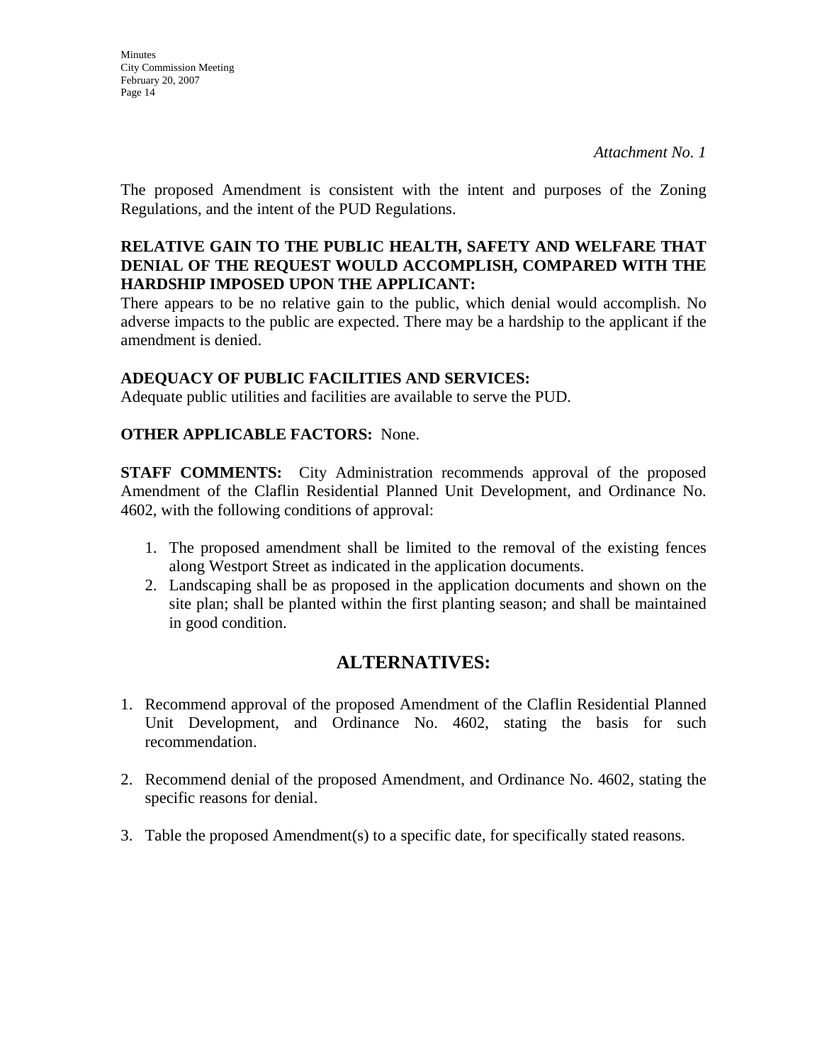*Attachment No. 1*

The proposed Amendment is consistent with the intent and purposes of the Zoning Regulations, and the intent of the PUD Regulations.

**RELATIVE GAIN TO THE PUBLIC HEALTH, SAFETY AND WELFARE THAT DENIAL OF THE REQUEST WOULD ACCOMPLISH, COMPARED WITH THE HARDSHIP IMPOSED UPON THE APPLICANT:**
There appears to be no relative gain to the public, which denial would accomplish. No adverse impacts to the public are expected. There may be a hardship to the applicant if the amendment is denied.

**ADEQUACY OF PUBLIC FACILITIES AND SERVICES:**
Adequate public utilities and facilities are available to serve the PUD.

**OTHER APPLICABLE FACTORS:** None.

**STAFF COMMENTS:** City Administration recommends approval of the proposed Amendment of the Claflin Residential Planned Unit Development, and Ordinance No. 4602, with the following conditions of approval:

1. The proposed amendment shall be limited to the removal of the existing fences along Westport Street as indicated in the application documents.
2. Landscaping shall be as proposed in the application documents and shown on the site plan; shall be planted within the first planting season; and shall be maintained in good condition.

## ALTERNATIVES:

1. Recommend approval of the proposed Amendment of the Claflin Residential Planned Unit Development, and Ordinance No. 4602, stating the basis for such recommendation.

2. Recommend denial of the proposed Amendment, and Ordinance No. 4602, stating the specific reasons for denial.

3. Table the proposed Amendment(s) to a specific date, for specifically stated reasons.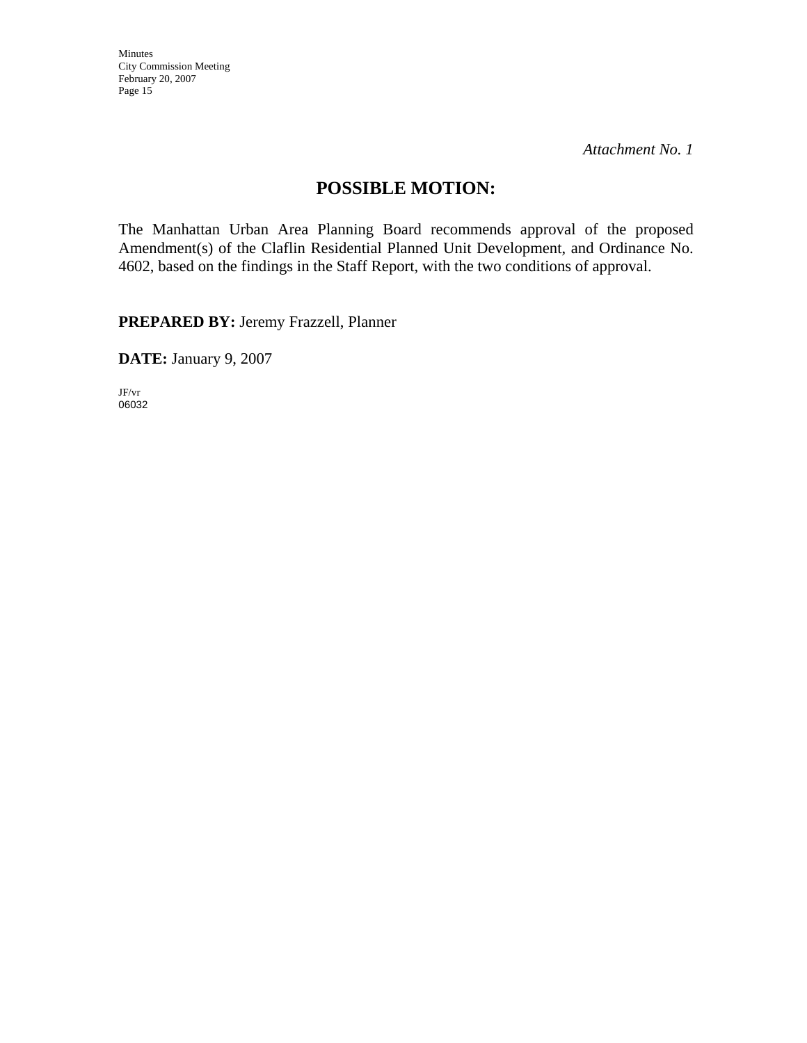*Attachment No. 1*

## POSSIBLE MOTION:

The Manhattan Urban Area Planning Board recommends approval of the proposed Amendment(s) of the Claflin Residential Planned Unit Development, and Ordinance No. 4602, based on the findings in the Staff Report, with the two conditions of approval.

**PREPARED BY:** Jeremy Frazzell, Planner

**DATE:** January 9, 2007

JF/vr
06032